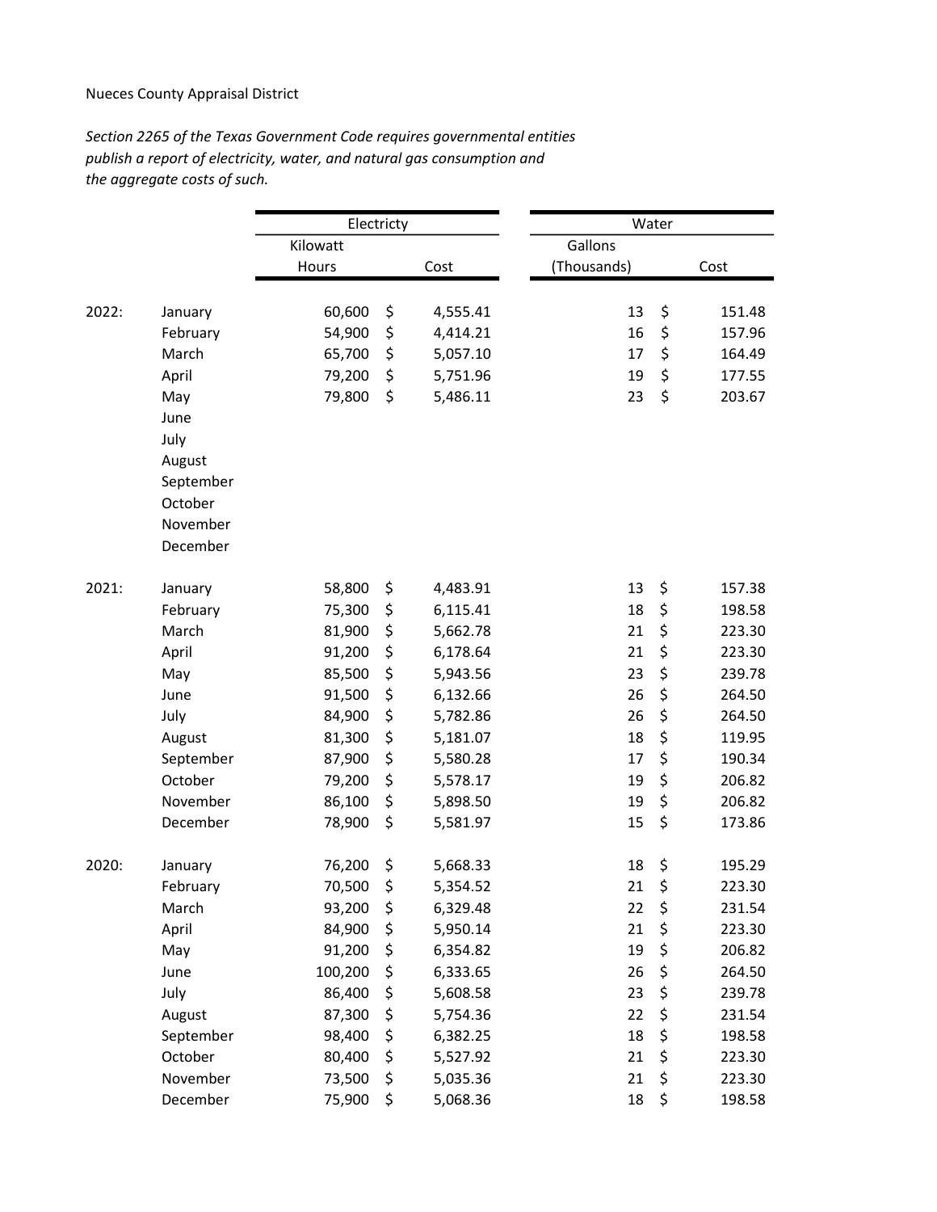Nueces County Appraisal District

*Section 2265 of the Texas Government Code requires governmental entities publish a report of electricity, water, and natural gas consumption and the aggregate costs of such.*

| | | Electricty | | Water | |
|---|---|---|---|---|---|
| | | Kilowatt Hours | Cost | Gallons (Thousands) | Cost |
| 2022: | January | 60,600 | $ 4,555.41 | 13 | $ 151.48 |
| | February | 54,900 | $ 4,414.21 | 16 | $ 157.96 |
| | March | 65,700 | $ 5,057.10 | 17 | $ 164.49 |
| | April | 79,200 | $ 5,751.96 | 19 | $ 177.55 |
| | May | 79,800 | $ 5,486.11 | 23 | $ 203.67 |
| | June | | | | |
| | July | | | | |
| | August | | | | |
| | September | | | | |
| | October | | | | |
| | November | | | | |
| | December | | | | |
| 2021: | January | 58,800 | $ 4,483.91 | 13 | $ 157.38 |
| | February | 75,300 | $ 6,115.41 | 18 | $ 198.58 |
| | March | 81,900 | $ 5,662.78 | 21 | $ 223.30 |
| | April | 91,200 | $ 6,178.64 | 21 | $ 223.30 |
| | May | 85,500 | $ 5,943.56 | 23 | $ 239.78 |
| | June | 91,500 | $ 6,132.66 | 26 | $ 264.50 |
| | July | 84,900 | $ 5,782.86 | 26 | $ 264.50 |
| | August | 81,300 | $ 5,181.07 | 18 | $ 119.95 |
| | September | 87,900 | $ 5,580.28 | 17 | $ 190.34 |
| | October | 79,200 | $ 5,578.17 | 19 | $ 206.82 |
| | November | 86,100 | $ 5,898.50 | 19 | $ 206.82 |
| | December | 78,900 | $ 5,581.97 | 15 | $ 173.86 |
| 2020: | January | 76,200 | $ 5,668.33 | 18 | $ 195.29 |
| | February | 70,500 | $ 5,354.52 | 21 | $ 223.30 |
| | March | 93,200 | $ 6,329.48 | 22 | $ 231.54 |
| | April | 84,900 | $ 5,950.14 | 21 | $ 223.30 |
| | May | 91,200 | $ 6,354.82 | 19 | $ 206.82 |
| | June | 100,200 | $ 6,333.65 | 26 | $ 264.50 |
| | July | 86,400 | $ 5,608.58 | 23 | $ 239.78 |
| | August | 87,300 | $ 5,754.36 | 22 | $ 231.54 |
| | September | 98,400 | $ 6,382.25 | 18 | $ 198.58 |
| | October | 80,400 | $ 5,527.92 | 21 | $ 223.30 |
| | November | 73,500 | $ 5,035.36 | 21 | $ 223.30 |
| | December | 75,900 | $ 5,068.36 | 18 | $ 198.58 |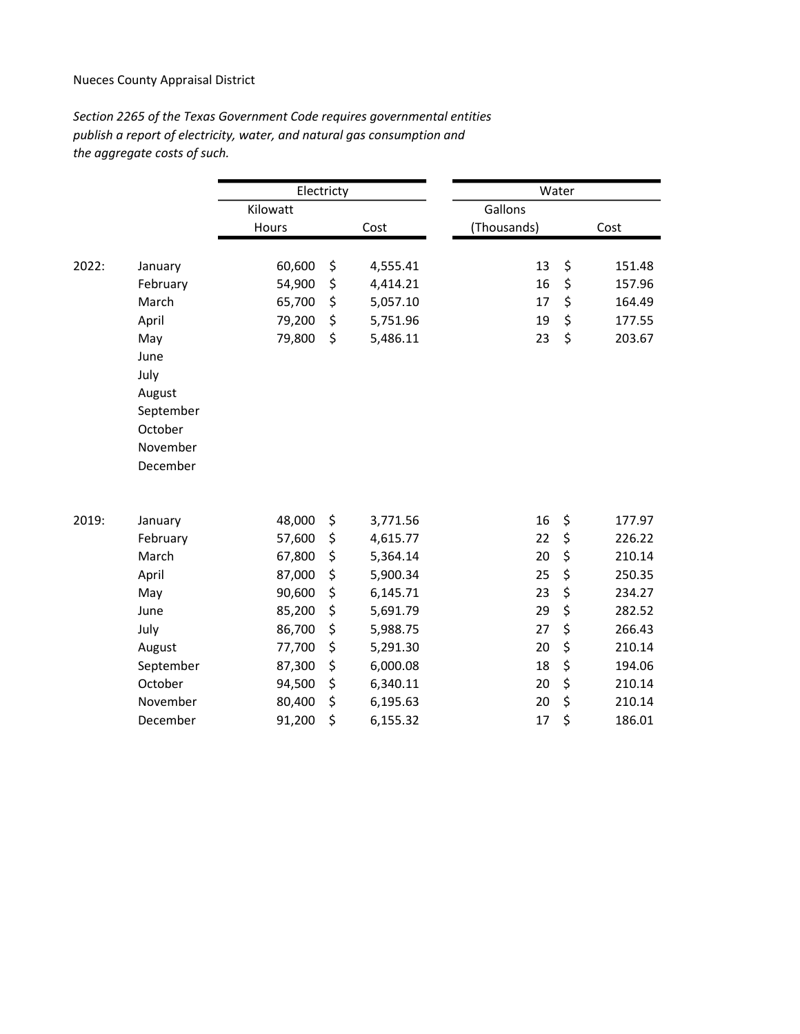Nueces County Appraisal District

*Section 2265 of the Texas Government Code requires governmental entities publish a report of electricity, water, and natural gas consumption and the aggregate costs of such.*

| | | Electricty | | Water | |
|---|---|---|---|---|---|
| | | Kilowatt Hours | Cost | Gallons (Thousands) | Cost |
| 2022: | January | 60,600 | $ 4,555.41 | 13 | $ 151.48 |
| | February | 54,900 | $ 4,414.21 | 16 | $ 157.96 |
| | March | 65,700 | $ 5,057.10 | 17 | $ 164.49 |
| | April | 79,200 | $ 5,751.96 | 19 | $ 177.55 |
| | May | 79,800 | $ 5,486.11 | 23 | $ 203.67 |
| | June | | | | |
| | July | | | | |
| | August | | | | |
| | September | | | | |
| | October | | | | |
| | November | | | | |
| | December | | | | |
| 2019: | January | 48,000 | $ 3,771.56 | 16 | $ 177.97 |
| | February | 57,600 | $ 4,615.77 | 22 | $ 226.22 |
| | March | 67,800 | $ 5,364.14 | 20 | $ 210.14 |
| | April | 87,000 | $ 5,900.34 | 25 | $ 250.35 |
| | May | 90,600 | $ 6,145.71 | 23 | $ 234.27 |
| | June | 85,200 | $ 5,691.79 | 29 | $ 282.52 |
| | July | 86,700 | $ 5,988.75 | 27 | $ 266.43 |
| | August | 77,700 | $ 5,291.30 | 20 | $ 210.14 |
| | September | 87,300 | $ 6,000.08 | 18 | $ 194.06 |
| | October | 94,500 | $ 6,340.11 | 20 | $ 210.14 |
| | November | 80,400 | $ 6,195.63 | 20 | $ 210.14 |
| | December | 91,200 | $ 6,155.32 | 17 | $ 186.01 |